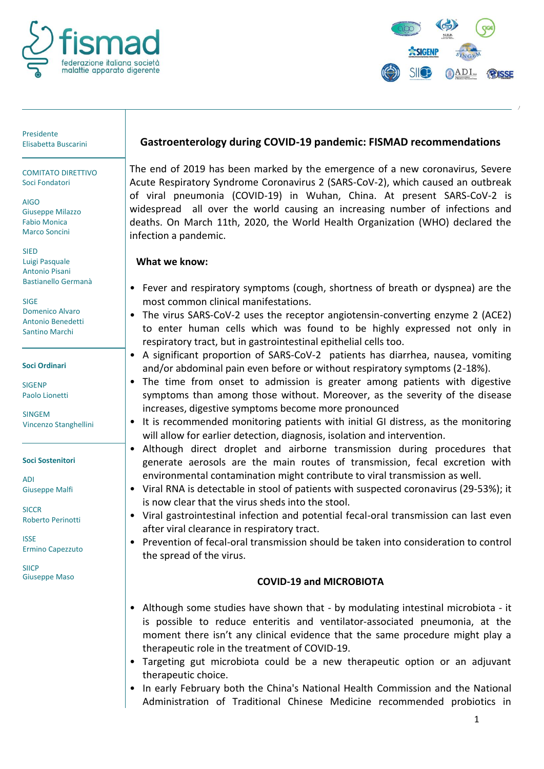fismad
federazione italiana società malattie apparato digerente

Presidente
Elisabetta Buscarini

COMITATO DIRETTIVO
Soci Fondatori

AIGO
Giuseppe Milazzo
Fabio Monica
Marco Soncini

SIED
Luigi Pasquale
Antonio Pisani
Bastianello Germanà

SIGE
Domenico Alvaro
Antonio Benedetti
Santino Marchi

**Soci Ordinari**

SIGENP
Paolo Lionetti

SINGEM
Vincenzo Stanghellini

**Soci Sostenitori**

ADI
Giuseppe Malfi

SICCR
Roberto Perinotti

ISSE
Ermino Capezzuto

SIICP
Giuseppe Maso

# Gastroenterology during COVID-19 pandemic: FISMAD recommendations

The end of 2019 has been marked by the emergence of a new coronavirus, Severe Acute Respiratory Syndrome Coronavirus 2 (SARS-CoV-2), which caused an outbreak of viral pneumonia (COVID-19) in Wuhan, China. At present SARS-CoV-2 is widespread all over the world causing an increasing number of infections and deaths. On March 11th, 2020, the World Health Organization (WHO) declared the infection a pandemic.

**What we know:**

- Fever and respiratory symptoms (cough, shortness of breath or dyspnea) are the most common clinical manifestations.
- The virus SARS-CoV-2 uses the receptor angiotensin-converting enzyme 2 (ACE2) to enter human cells which was found to be highly expressed not only in respiratory tract, but in gastrointestinal epithelial cells too.
- A significant proportion of SARS-CoV-2 patients has diarrhea, nausea, vomiting and/or abdominal pain even before or without respiratory symptoms (2-18%).
- The time from onset to admission is greater among patients with digestive symptoms than among those without. Moreover, as the severity of the disease increases, digestive symptoms become more pronounced
- It is recommended monitoring patients with initial GI distress, as the monitoring will allow for earlier detection, diagnosis, isolation and intervention.
- Although direct droplet and airborne transmission during procedures that generate aerosols are the main routes of transmission, fecal excretion with environmental contamination might contribute to viral transmission as well.
- Viral RNA is detectable in stool of patients with suspected coronavirus (29-53%); it is now clear that the virus sheds into the stool.
- Viral gastrointestinal infection and potential fecal-oral transmission can last even after viral clearance in respiratory tract.
- Prevention of fecal-oral transmission should be taken into consideration to control the spread of the virus.

**COVID-19 and MICROBIOTA**

- Although some studies have shown that - by modulating intestinal microbiota - it is possible to reduce enteritis and ventilator-associated pneumonia, at the moment there isn't any clinical evidence that the same procedure might play a therapeutic role in the treatment of COVID-19.
- Targeting gut microbiota could be a new therapeutic option or an adjuvant therapeutic choice.
- In early February both the China's National Health Commission and the National Administration of Traditional Chinese Medicine recommended probiotics in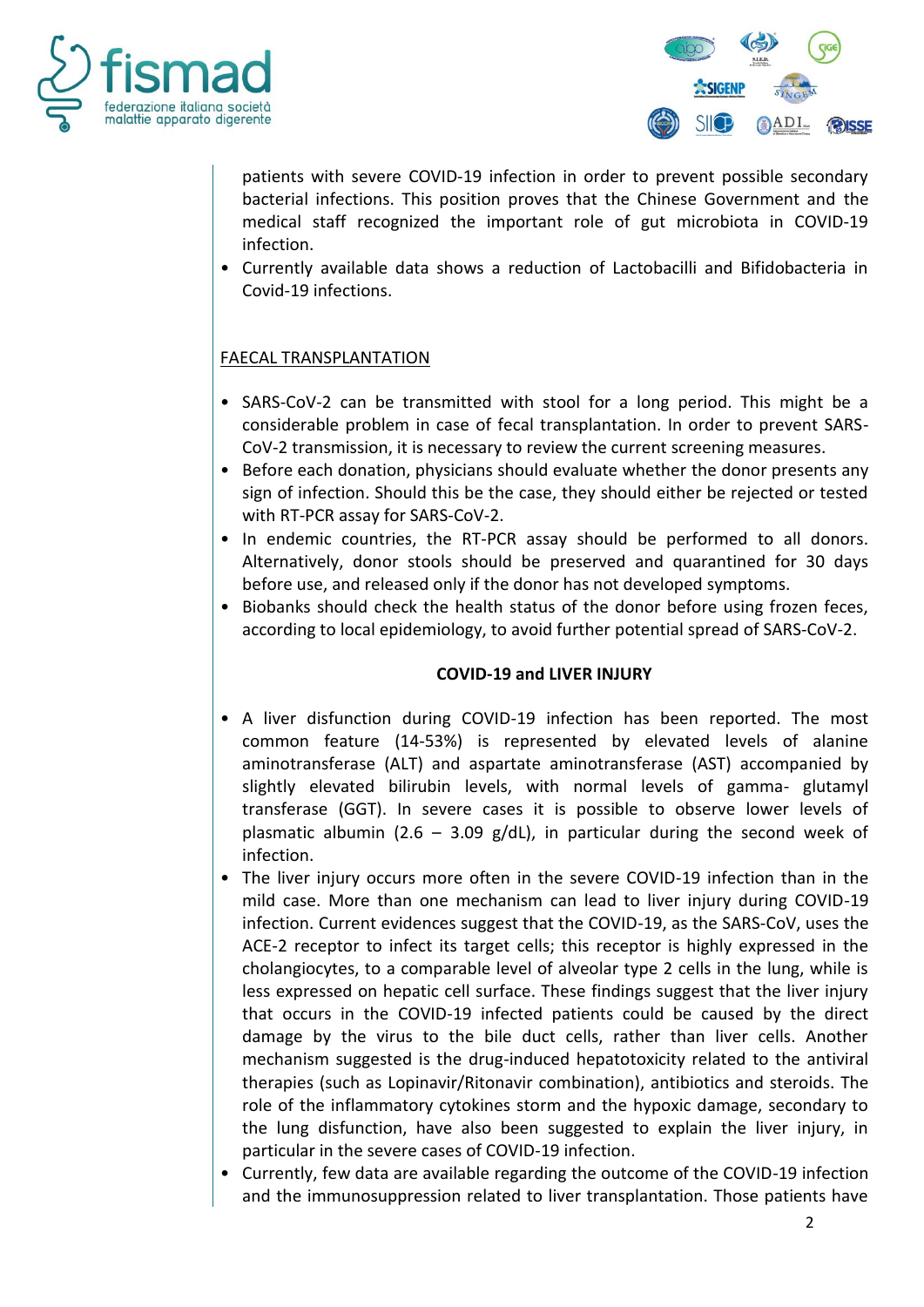patients with severe COVID-19 infection in order to prevent possible secondary bacterial infections. This position proves that the Chinese Government and the medical staff recognized the important role of gut microbiota in COVID-19 infection.

- Currently available data shows a reduction of Lactobacilli and Bifidobacteria in Covid-19 infections.

<u>FAECAL TRANSPLANTATION</u>

- SARS-CoV-2 can be transmitted with stool for a long period. This might be a considerable problem in case of fecal transplantation. In order to prevent SARS-CoV-2 transmission, it is necessary to review the current screening measures.
- Before each donation, physicians should evaluate whether the donor presents any sign of infection. Should this be the case, they should either be rejected or tested with RT-PCR assay for SARS-CoV-2.
- In endemic countries, the RT-PCR assay should be performed to all donors. Alternatively, donor stools should be preserved and quarantined for 30 days before use, and released only if the donor has not developed symptoms.
- Biobanks should check the health status of the donor before using frozen feces, according to local epidemiology, to avoid further potential spread of SARS-CoV-2.

**COVID-19 and LIVER INJURY**

- A liver disfunction during COVID-19 infection has been reported. The most common feature (14-53%) is represented by elevated levels of alanine aminotransferase (ALT) and aspartate aminotransferase (AST) accompanied by slightly elevated bilirubin levels, with normal levels of gamma- glutamyl transferase (GGT). In severe cases it is possible to observe lower levels of plasmatic albumin (2.6 – 3.09 g/dL), in particular during the second week of infection.
- The liver injury occurs more often in the severe COVID-19 infection than in the mild case. More than one mechanism can lead to liver injury during COVID-19 infection. Current evidences suggest that the COVID-19, as the SARS-CoV, uses the ACE-2 receptor to infect its target cells; this receptor is highly expressed in the cholangiocytes, to a comparable level of alveolar type 2 cells in the lung, while is less expressed on hepatic cell surface. These findings suggest that the liver injury that occurs in the COVID-19 infected patients could be caused by the direct damage by the virus to the bile duct cells, rather than liver cells. Another mechanism suggested is the drug-induced hepatotoxicity related to the antiviral therapies (such as Lopinavir/Ritonavir combination), antibiotics and steroids. The role of the inflammatory cytokines storm and the hypoxic damage, secondary to the lung disfunction, have also been suggested to explain the liver injury, in particular in the severe cases of COVID-19 infection.
- Currently, few data are available regarding the outcome of the COVID-19 infection and the immunosuppression related to liver transplantation. Those patients have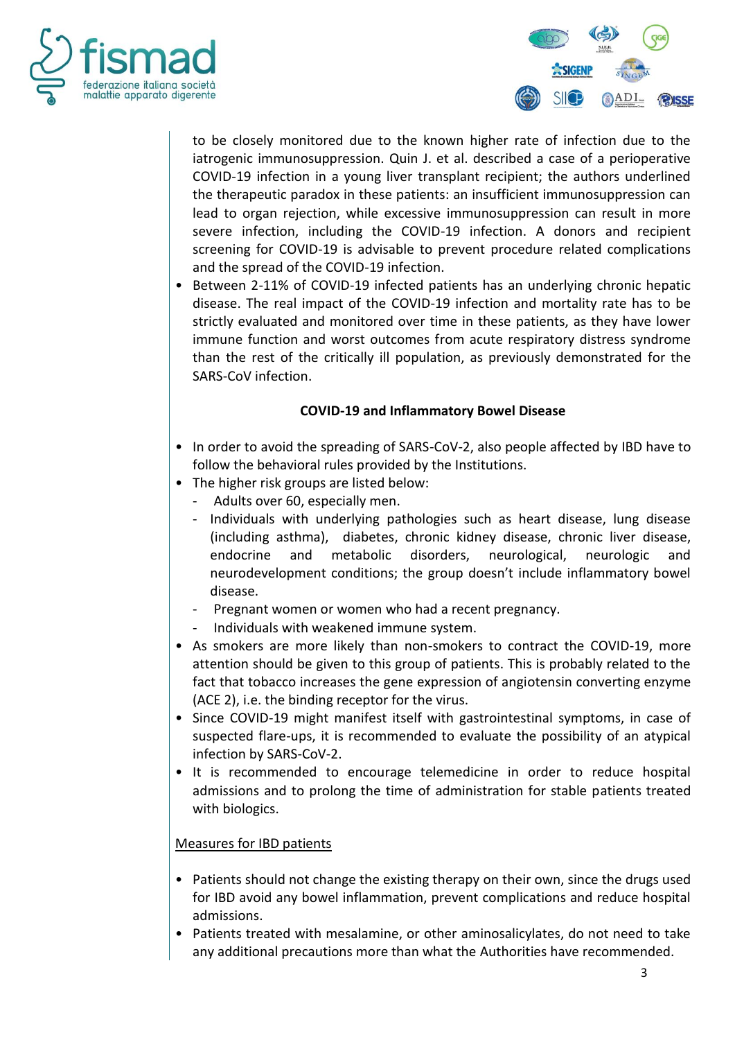to be closely monitored due to the known higher rate of infection due to the iatrogenic immunosuppression. Quin J. et al. described a case of a perioperative COVID-19 infection in a young liver transplant recipient; the authors underlined the therapeutic paradox in these patients: an insufficient immunosuppression can lead to organ rejection, while excessive immunosuppression can result in more severe infection, including the COVID-19 infection. A donors and recipient screening for COVID-19 is advisable to prevent procedure related complications and the spread of the COVID-19 infection.

- Between 2-11% of COVID-19 infected patients has an underlying chronic hepatic disease. The real impact of the COVID-19 infection and mortality rate has to be strictly evaluated and monitored over time in these patients, as they have lower immune function and worst outcomes from acute respiratory distress syndrome than the rest of the critically ill population, as previously demonstrated for the SARS-CoV infection.

**COVID-19 and Inflammatory Bowel Disease**

- In order to avoid the spreading of SARS-CoV-2, also people affected by IBD have to follow the behavioral rules provided by the Institutions.
- The higher risk groups are listed below:
  - Adults over 60, especially men.
  - Individuals with underlying pathologies such as heart disease, lung disease (including asthma), diabetes, chronic kidney disease, chronic liver disease, endocrine and metabolic disorders, neurological, neurologic and neurodevelopment conditions; the group doesn't include inflammatory bowel disease.
  - Pregnant women or women who had a recent pregnancy.
  - Individuals with weakened immune system.
- As smokers are more likely than non-smokers to contract the COVID-19, more attention should be given to this group of patients. This is probably related to the fact that tobacco increases the gene expression of angiotensin converting enzyme (ACE 2), i.e. the binding receptor for the virus.
- Since COVID-19 might manifest itself with gastrointestinal symptoms, in case of suspected flare-ups, it is recommended to evaluate the possibility of an atypical infection by SARS-CoV-2.
- It is recommended to encourage telemedicine in order to reduce hospital admissions and to prolong the time of administration for stable patients treated with biologics.

<u>Measures for IBD patients</u>

- Patients should not change the existing therapy on their own, since the drugs used for IBD avoid any bowel inflammation, prevent complications and reduce hospital admissions.
- Patients treated with mesalamine, or other aminosalicylates, do not need to take any additional precautions more than what the Authorities have recommended.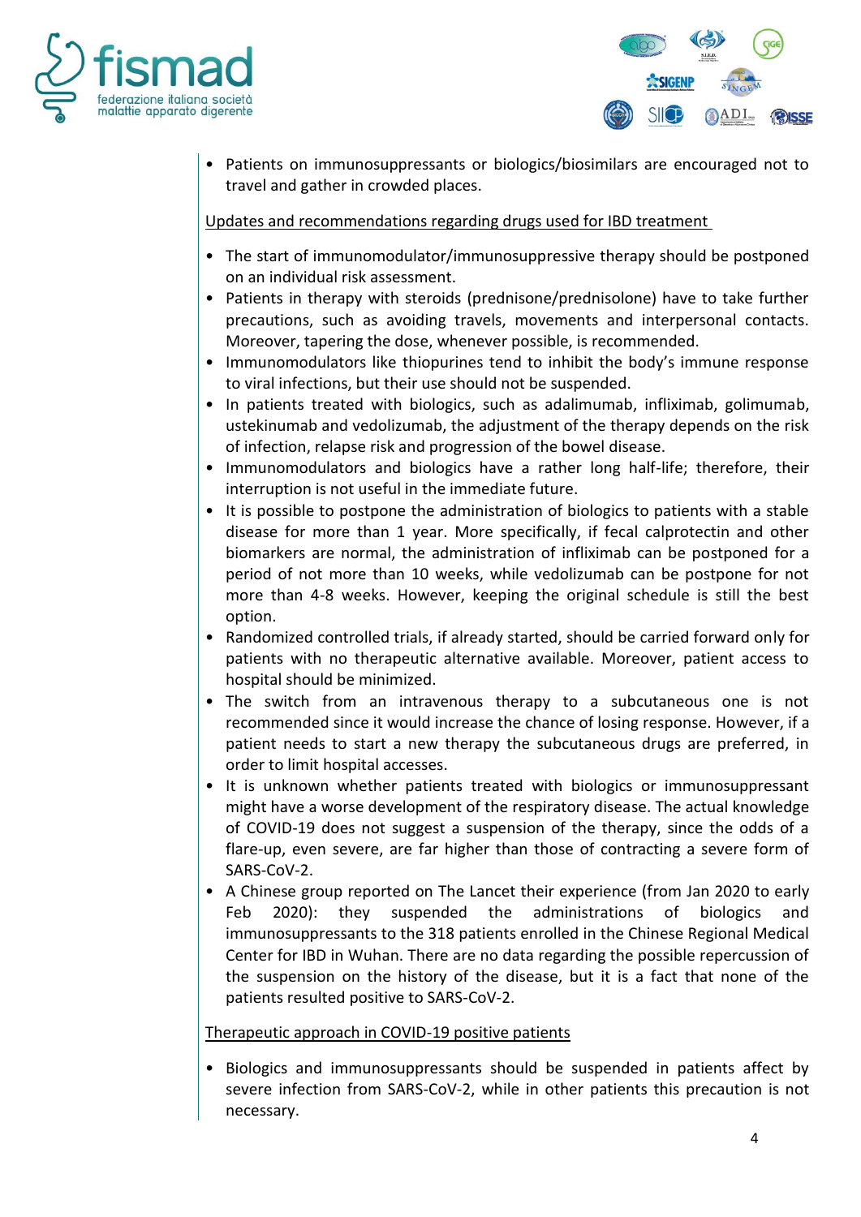- Patients on immunosuppressants or biologics/biosimilars are encouraged not to travel and gather in crowded places.

Updates and recommendations regarding drugs used for IBD treatment

- The start of immunomodulator/immunosuppressive therapy should be postponed on an individual risk assessment.
- Patients in therapy with steroids (prednisone/prednisolone) have to take further precautions, such as avoiding travels, movements and interpersonal contacts. Moreover, tapering the dose, whenever possible, is recommended.
- Immunomodulators like thiopurines tend to inhibit the body's immune response to viral infections, but their use should not be suspended.
- In patients treated with biologics, such as adalimumab, infliximab, golimumab, ustekinumab and vedolizumab, the adjustment of the therapy depends on the risk of infection, relapse risk and progression of the bowel disease.
- Immunomodulators and biologics have a rather long half-life; therefore, their interruption is not useful in the immediate future.
- It is possible to postpone the administration of biologics to patients with a stable disease for more than 1 year. More specifically, if fecal calprotectin and other biomarkers are normal, the administration of infliximab can be postponed for a period of not more than 10 weeks, while vedolizumab can be postpone for not more than 4-8 weeks. However, keeping the original schedule is still the best option.
- Randomized controlled trials, if already started, should be carried forward only for patients with no therapeutic alternative available. Moreover, patient access to hospital should be minimized.
- The switch from an intravenous therapy to a subcutaneous one is not recommended since it would increase the chance of losing response. However, if a patient needs to start a new therapy the subcutaneous drugs are preferred, in order to limit hospital accesses.
- It is unknown whether patients treated with biologics or immunosuppressant might have a worse development of the respiratory disease. The actual knowledge of COVID-19 does not suggest a suspension of the therapy, since the odds of a flare-up, even severe, are far higher than those of contracting a severe form of SARS-CoV-2.
- A Chinese group reported on The Lancet their experience (from Jan 2020 to early Feb 2020): they suspended the administrations of biologics and immunosuppressants to the 318 patients enrolled in the Chinese Regional Medical Center for IBD in Wuhan. There are no data regarding the possible repercussion of the suspension on the history of the disease, but it is a fact that none of the patients resulted positive to SARS-CoV-2.

Therapeutic approach in COVID-19 positive patients

- Biologics and immunosuppressants should be suspended in patients affect by severe infection from SARS-CoV-2, while in other patients this precaution is not necessary.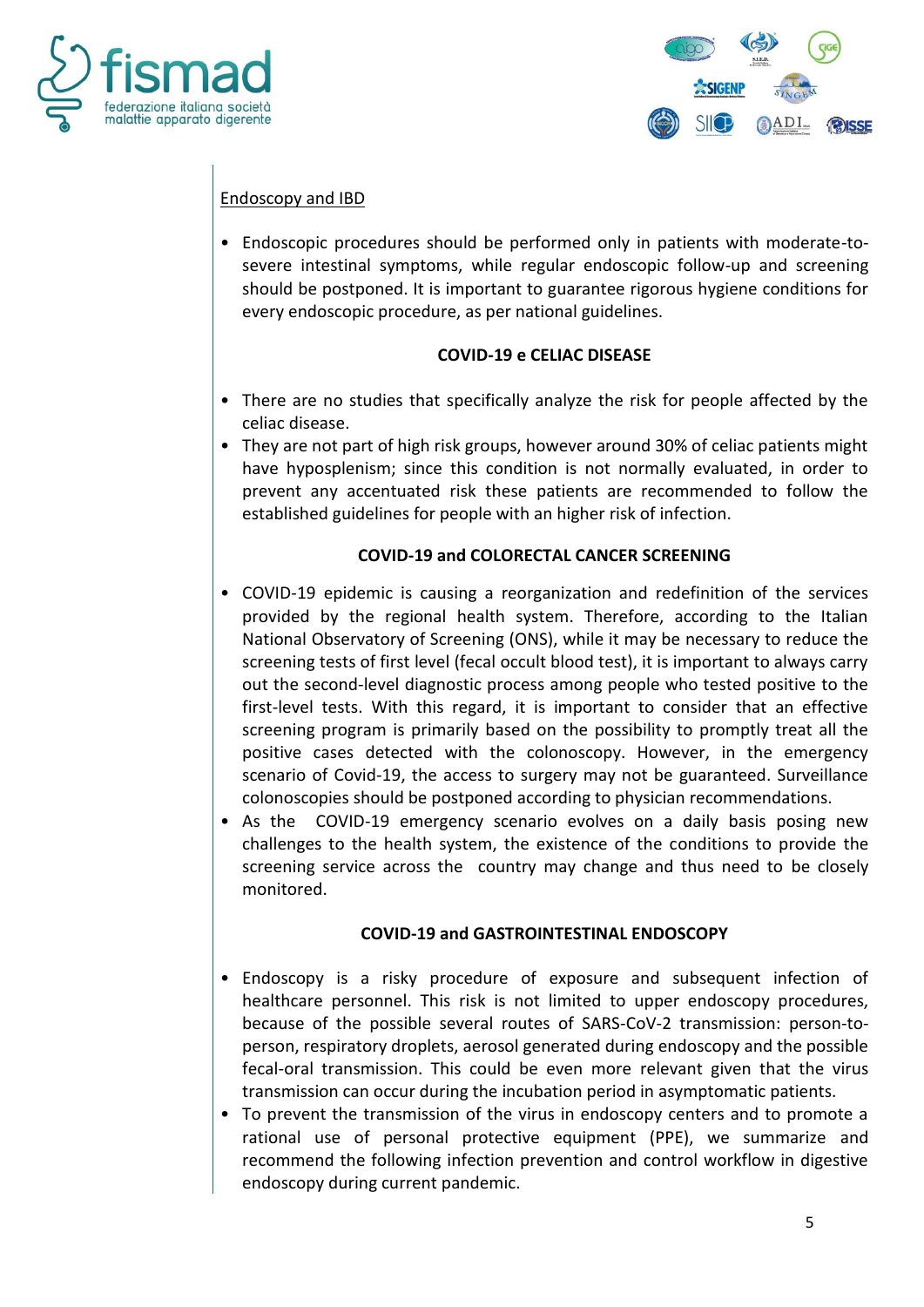Endoscopy and IBD

- Endoscopic procedures should be performed only in patients with moderate-to-severe intestinal symptoms, while regular endoscopic follow-up and screening should be postponed. It is important to guarantee rigorous hygiene conditions for every endoscopic procedure, as per national guidelines.

## COVID-19 e CELIAC DISEASE

- There are no studies that specifically analyze the risk for people affected by the celiac disease.
- They are not part of high risk groups, however around 30% of celiac patients might have hyposplenism; since this condition is not normally evaluated, in order to prevent any accentuated risk these patients are recommended to follow the established guidelines for people with an higher risk of infection.

## COVID-19 and COLORECTAL CANCER SCREENING

- COVID-19 epidemic is causing a reorganization and redefinition of the services provided by the regional health system. Therefore, according to the Italian National Observatory of Screening (ONS), while it may be necessary to reduce the screening tests of first level (fecal occult blood test), it is important to always carry out the second-level diagnostic process among people who tested positive to the first-level tests. With this regard, it is important to consider that an effective screening program is primarily based on the possibility to promptly treat all the positive cases detected with the colonoscopy. However, in the emergency scenario of Covid-19, the access to surgery may not be guaranteed. Surveillance colonoscopies should be postponed according to physician recommendations.
- As the COVID-19 emergency scenario evolves on a daily basis posing new challenges to the health system, the existence of the conditions to provide the screening service across the country may change and thus need to be closely monitored.

## COVID-19 and GASTROINTESTINAL ENDOSCOPY

- Endoscopy is a risky procedure of exposure and subsequent infection of healthcare personnel. This risk is not limited to upper endoscopy procedures, because of the possible several routes of SARS-CoV-2 transmission: person-to-person, respiratory droplets, aerosol generated during endoscopy and the possible fecal-oral transmission. This could be even more relevant given that the virus transmission can occur during the incubation period in asymptomatic patients.
- To prevent the transmission of the virus in endoscopy centers and to promote a rational use of personal protective equipment (PPE), we summarize and recommend the following infection prevention and control workflow in digestive endoscopy during current pandemic.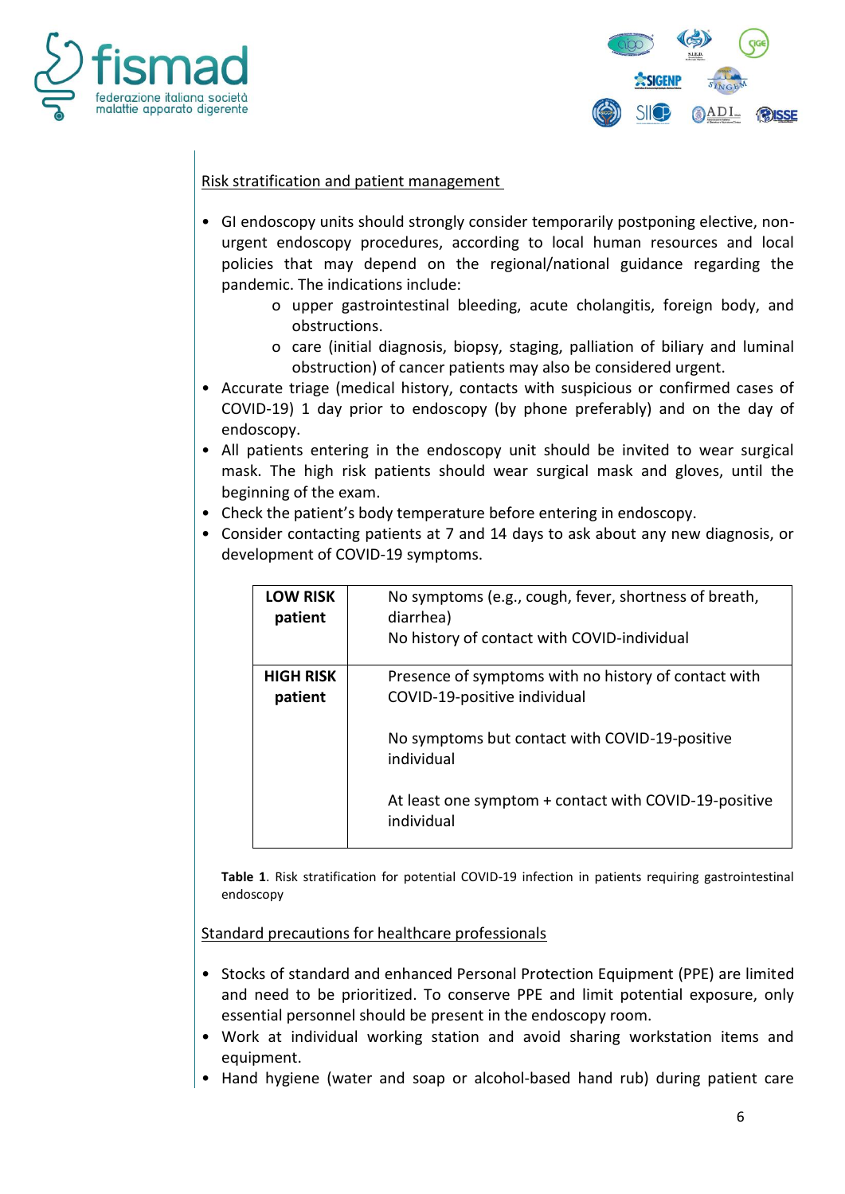Risk stratification and patient management

- GI endoscopy units should strongly consider temporarily postponing elective, non-urgent endoscopy procedures, according to local human resources and local policies that may depend on the regional/national guidance regarding the pandemic. The indications include:
  - upper gastrointestinal bleeding, acute cholangitis, foreign body, and obstructions.
  - care (initial diagnosis, biopsy, staging, palliation of biliary and luminal obstruction) of cancer patients may also be considered urgent.
- Accurate triage (medical history, contacts with suspicious or confirmed cases of COVID-19) 1 day prior to endoscopy (by phone preferably) and on the day of endoscopy.
- All patients entering in the endoscopy unit should be invited to wear surgical mask. The high risk patients should wear surgical mask and gloves, until the beginning of the exam.
- Check the patient's body temperature before entering in endoscopy.
- Consider contacting patients at 7 and 14 days to ask about any new diagnosis, or development of COVID-19 symptoms.

| | |
|---|---|
| **LOW RISK patient** | No symptoms (e.g., cough, fever, shortness of breath, diarrhea)<br>No history of contact with COVID-individual |
| **HIGH RISK patient** | Presence of symptoms with no history of contact with COVID-19-positive individual<br><br>No symptoms but contact with COVID-19-positive individual<br><br>At least one symptom + contact with COVID-19-positive individual |

**Table 1**. Risk stratification for potential COVID-19 infection in patients requiring gastrointestinal endoscopy

Standard precautions for healthcare professionals

- Stocks of standard and enhanced Personal Protection Equipment (PPE) are limited and need to be prioritized. To conserve PPE and limit potential exposure, only essential personnel should be present in the endoscopy room.
- Work at individual working station and avoid sharing workstation items and equipment.
- Hand hygiene (water and soap or alcohol-based hand rub) during patient care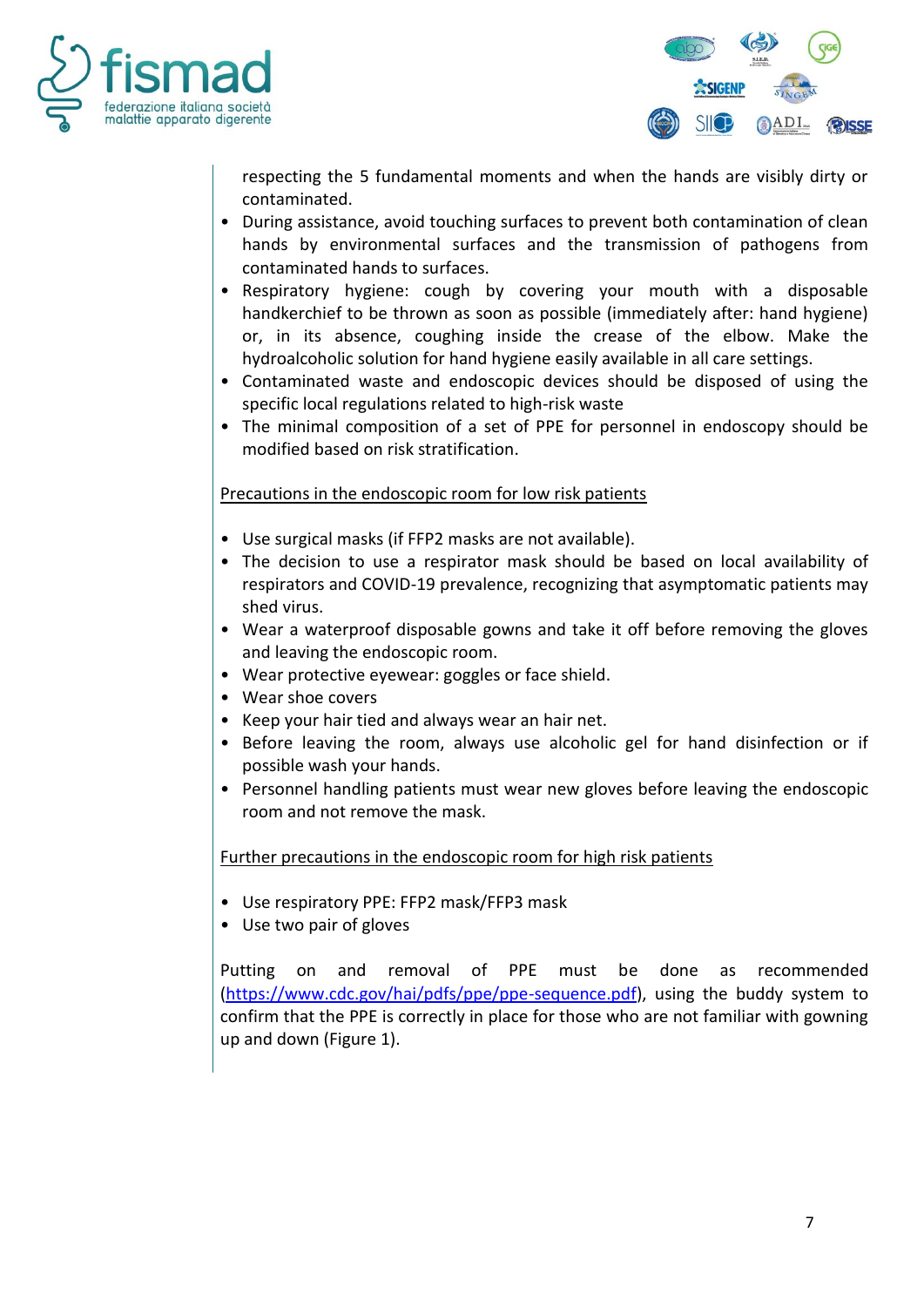respecting the 5 fundamental moments and when the hands are visibly dirty or contaminated.

- During assistance, avoid touching surfaces to prevent both contamination of clean hands by environmental surfaces and the transmission of pathogens from contaminated hands to surfaces.
- Respiratory hygiene: cough by covering your mouth with a disposable handkerchief to be thrown as soon as possible (immediately after: hand hygiene) or, in its absence, coughing inside the crease of the elbow. Make the hydroalcoholic solution for hand hygiene easily available in all care settings.
- Contaminated waste and endoscopic devices should be disposed of using the specific local regulations related to high-risk waste
- The minimal composition of a set of PPE for personnel in endoscopy should be modified based on risk stratification.

<u>Precautions in the endoscopic room for low risk patients</u>

- Use surgical masks (if FFP2 masks are not available).
- The decision to use a respirator mask should be based on local availability of respirators and COVID-19 prevalence, recognizing that asymptomatic patients may shed virus.
- Wear a waterproof disposable gowns and take it off before removing the gloves and leaving the endoscopic room.
- Wear protective eyewear: goggles or face shield.
- Wear shoe covers
- Keep your hair tied and always wear an hair net.
- Before leaving the room, always use alcoholic gel for hand disinfection or if possible wash your hands.
- Personnel handling patients must wear new gloves before leaving the endoscopic room and not remove the mask.

<u>Further precautions in the endoscopic room for high risk patients</u>

- Use respiratory PPE: FFP2 mask/FFP3 mask
- Use two pair of gloves

Putting on and removal of PPE must be done as recommended (https://www.cdc.gov/hai/pdfs/ppe/ppe-sequence.pdf), using the buddy system to confirm that the PPE is correctly in place for those who are not familiar with gowning up and down (Figure 1).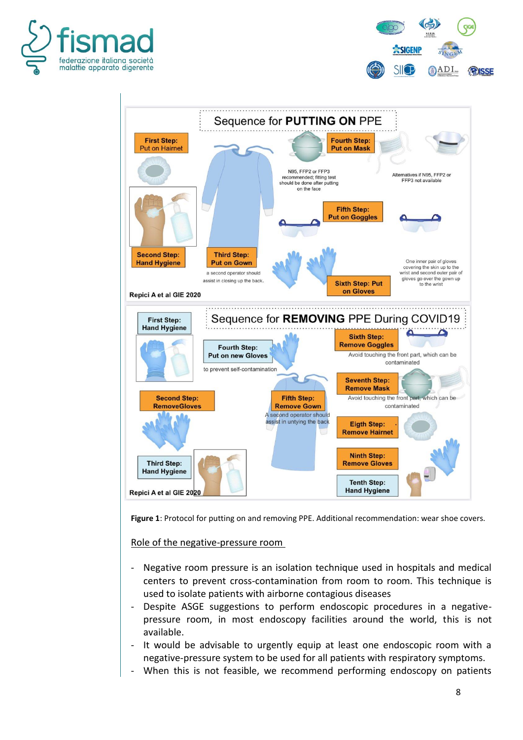**Figure 1**: Protocol for putting on and removing PPE. Additional recommendation: wear shoe covers.

Role of the negative-pressure room

- Negative room pressure is an isolation technique used in hospitals and medical centers to prevent cross-contamination from room to room. This technique is used to isolate patients with airborne contagious diseases
- Despite ASGE suggestions to perform endoscopic procedures in a negative-pressure room, in most endoscopy facilities around the world, this is not available.
- It would be advisable to urgently equip at least one endoscopic room with a negative-pressure system to be used for all patients with respiratory symptoms.
- When this is not feasible, we recommend performing endoscopy on patients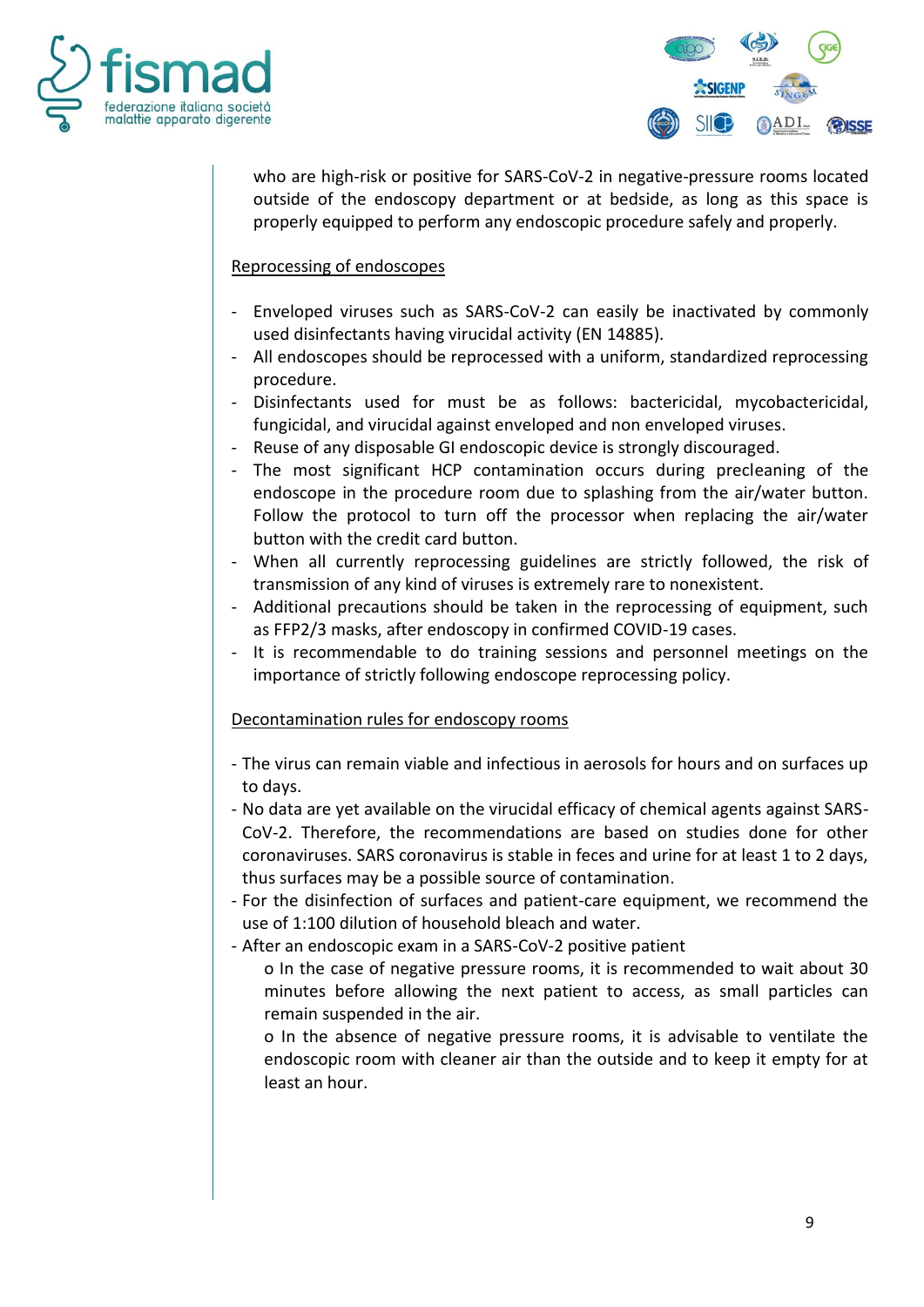who are high-risk or positive for SARS-CoV-2 in negative-pressure rooms located outside of the endoscopy department or at bedside, as long as this space is properly equipped to perform any endoscopic procedure safely and properly.

Reprocessing of endoscopes

- Enveloped viruses such as SARS-CoV-2 can easily be inactivated by commonly used disinfectants having virucidal activity (EN 14885).
- All endoscopes should be reprocessed with a uniform, standardized reprocessing procedure.
- Disinfectants used for must be as follows: bactericidal, mycobactericidal, fungicidal, and virucidal against enveloped and non enveloped viruses.
- Reuse of any disposable GI endoscopic device is strongly discouraged.
- The most significant HCP contamination occurs during precleaning of the endoscope in the procedure room due to splashing from the air/water button. Follow the protocol to turn off the processor when replacing the air/water button with the credit card button.
- When all currently reprocessing guidelines are strictly followed, the risk of transmission of any kind of viruses is extremely rare to nonexistent.
- Additional precautions should be taken in the reprocessing of equipment, such as FFP2/3 masks, after endoscopy in confirmed COVID-19 cases.
- It is recommendable to do training sessions and personnel meetings on the importance of strictly following endoscope reprocessing policy.

Decontamination rules for endoscopy rooms

- The virus can remain viable and infectious in aerosols for hours and on surfaces up to days.
- No data are yet available on the virucidal efficacy of chemical agents against SARS-CoV-2. Therefore, the recommendations are based on studies done for other coronaviruses. SARS coronavirus is stable in feces and urine for at least 1 to 2 days, thus surfaces may be a possible source of contamination.
- For the disinfection of surfaces and patient-care equipment, we recommend the use of 1:100 dilution of household bleach and water.
- After an endoscopic exam in a SARS-CoV-2 positive patient
    - In the case of negative pressure rooms, it is recommended to wait about 30 minutes before allowing the next patient to access, as small particles can remain suspended in the air.
    - In the absence of negative pressure rooms, it is advisable to ventilate the endoscopic room with cleaner air than the outside and to keep it empty for at least an hour.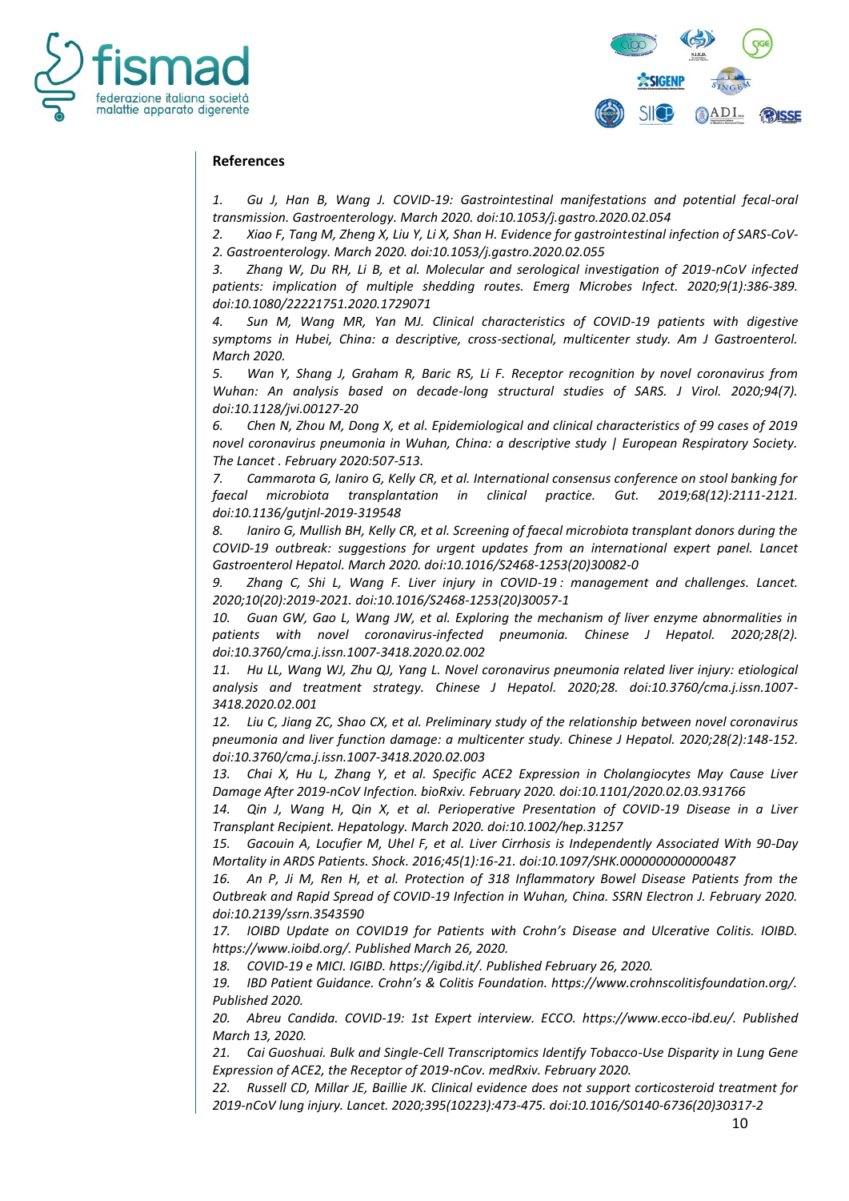## References

1. *Gu J, Han B, Wang J. COVID-19: Gastrointestinal manifestations and potential fecal-oral transmission. Gastroenterology. March 2020. doi:10.1053/j.gastro.2020.02.054*
2. *Xiao F, Tang M, Zheng X, Liu Y, Li X, Shan H. Evidence for gastrointestinal infection of SARS-CoV-2. Gastroenterology. March 2020. doi:10.1053/j.gastro.2020.02.055*
3. *Zhang W, Du RH, Li B, et al. Molecular and serological investigation of 2019-nCoV infected patients: implication of multiple shedding routes. Emerg Microbes Infect. 2020;9(1):386-389. doi:10.1080/22221751.2020.1729071*
4. *Sun M, Wang MR, Yan MJ. Clinical characteristics of COVID-19 patients with digestive symptoms in Hubei, China: a descriptive, cross-sectional, multicenter study. Am J Gastroenterol. March 2020.*
5. *Wan Y, Shang J, Graham R, Baric RS, Li F. Receptor recognition by novel coronavirus from Wuhan: An analysis based on decade-long structural studies of SARS. J Virol. 2020;94(7). doi:10.1128/jvi.00127-20*
6. *Chen N, Zhou M, Dong X, et al. Epidemiological and clinical characteristics of 99 cases of 2019 novel coronavirus pneumonia in Wuhan, China: a descriptive study | European Respiratory Society. The Lancet . February 2020:507-513.*
7. *Cammarota G, Ianiro G, Kelly CR, et al. International consensus conference on stool banking for faecal microbiota transplantation in clinical practice. Gut. 2019;68(12):2111-2121. doi:10.1136/gutjnl-2019-319548*
8. *Ianiro G, Mullish BH, Kelly CR, et al. Screening of faecal microbiota transplant donors during the COVID-19 outbreak: suggestions for urgent updates from an international expert panel. Lancet Gastroenterol Hepatol. March 2020. doi:10.1016/S2468-1253(20)30082-0*
9. *Zhang C, Shi L, Wang F. Liver injury in COVID-19 : management and challenges. Lancet. 2020;10(20):2019-2021. doi:10.1016/S2468-1253(20)30057-1*
10. *Guan GW, Gao L, Wang JW, et al. Exploring the mechanism of liver enzyme abnormalities in patients with novel coronavirus-infected pneumonia. Chinese J Hepatol. 2020;28(2). doi:10.3760/cma.j.issn.1007-3418.2020.02.002*
11. *Hu LL, Wang WJ, Zhu QJ, Yang L. Novel coronavirus pneumonia related liver injury: etiological analysis and treatment strategy. Chinese J Hepatol. 2020;28. doi:10.3760/cma.j.issn.1007-3418.2020.02.001*
12. *Liu C, Jiang ZC, Shao CX, et al. Preliminary study of the relationship between novel coronavirus pneumonia and liver function damage: a multicenter study. Chinese J Hepatol. 2020;28(2):148-152. doi:10.3760/cma.j.issn.1007-3418.2020.02.003*
13. *Chai X, Hu L, Zhang Y, et al. Specific ACE2 Expression in Cholangiocytes May Cause Liver Damage After 2019-nCoV Infection. bioRxiv. February 2020. doi:10.1101/2020.02.03.931766*
14. *Qin J, Wang H, Qin X, et al. Perioperative Presentation of COVID-19 Disease in a Liver Transplant Recipient. Hepatology. March 2020. doi:10.1002/hep.31257*
15. *Gacouin A, Locufier M, Uhel F, et al. Liver Cirrhosis is Independently Associated With 90-Day Mortality in ARDS Patients. Shock. 2016;45(1):16-21. doi:10.1097/SHK.0000000000000487*
16. *An P, Ji M, Ren H, et al. Protection of 318 Inflammatory Bowel Disease Patients from the Outbreak and Rapid Spread of COVID-19 Infection in Wuhan, China. SSRN Electron J. February 2020. doi:10.2139/ssrn.3543590*
17. *IOIBD Update on COVID19 for Patients with Crohn's Disease and Ulcerative Colitis. IOIBD. https://www.ioibd.org/. Published March 26, 2020.*
18. *COVID-19 e MICI. IGIBD. https://igibd.it/. Published February 26, 2020.*
19. *IBD Patient Guidance. Crohn's & Colitis Foundation. https://www.crohnscolitisfoundation.org/. Published 2020.*
20. *Abreu Candida. COVID-19: 1st Expert interview. ECCO. https://www.ecco-ibd.eu/. Published March 13, 2020.*
21. *Cai Guoshuai. Bulk and Single-Cell Transcriptomics Identify Tobacco-Use Disparity in Lung Gene Expression of ACE2, the Receptor of 2019-nCov. medRxiv. February 2020.*
22. *Russell CD, Millar JE, Baillie JK. Clinical evidence does not support corticosteroid treatment for 2019-nCoV lung injury. Lancet. 2020;395(10223):473-475. doi:10.1016/S0140-6736(20)30317-2*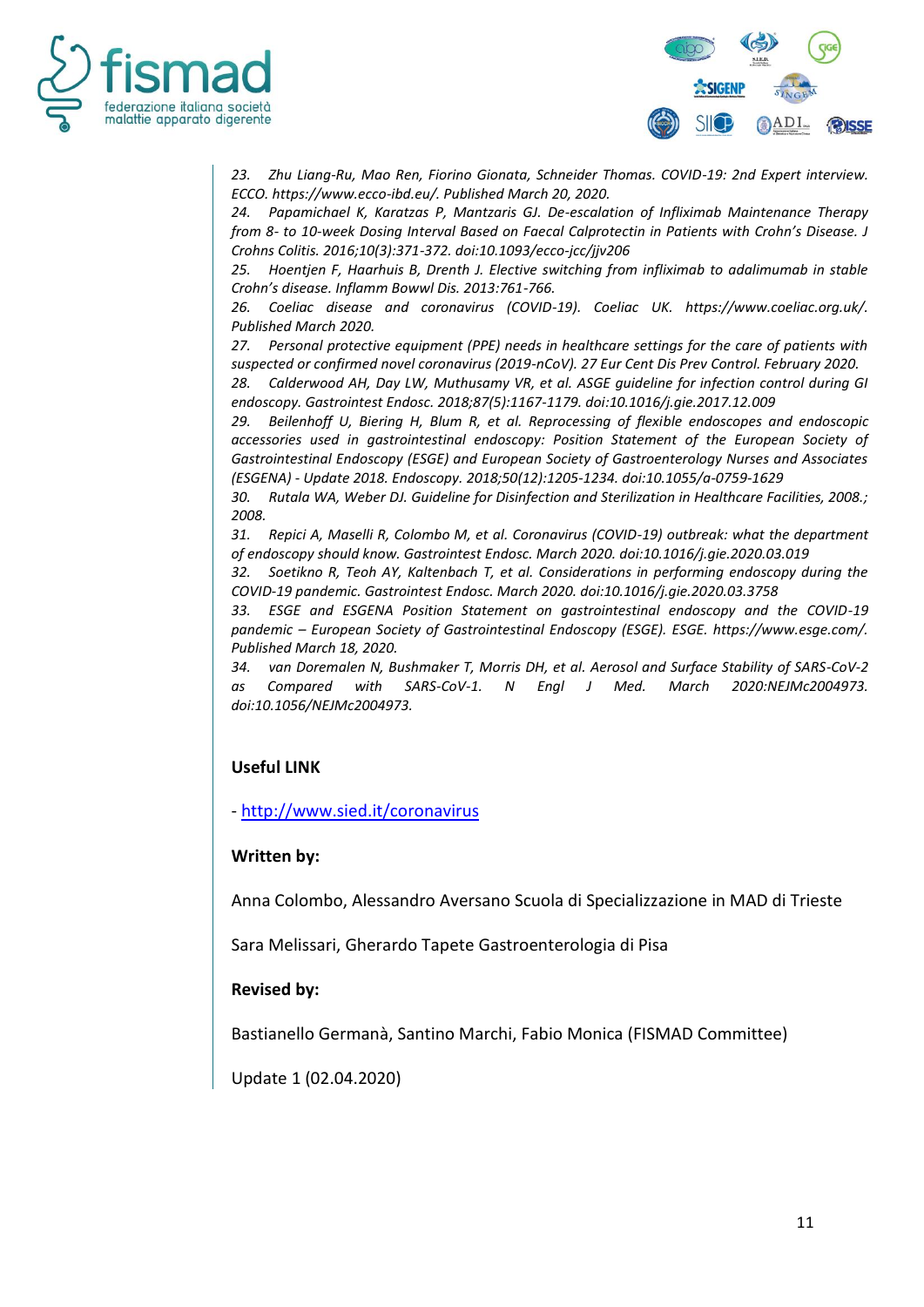23. *Zhu Liang-Ru, Mao Ren, Fiorino Gionata, Schneider Thomas. COVID-19: 2nd Expert interview. ECCO. https://www.ecco-ibd.eu/. Published March 20, 2020.*

24. *Papamichael K, Karatzas P, Mantzaris GJ. De-escalation of Infliximab Maintenance Therapy from 8- to 10-week Dosing Interval Based on Faecal Calprotectin in Patients with Crohn's Disease. J Crohns Colitis. 2016;10(3):371-372. doi:10.1093/ecco-jcc/jjv206*

25. *Hoentjen F, Haarhuis B, Drenth J. Elective switching from infliximab to adalimumab in stable Crohn's disease. Inflamm Bowwl Dis. 2013:761-766.*

26. *Coeliac disease and coronavirus (COVID-19). Coeliac UK. https://www.coeliac.org.uk/. Published March 2020.*

27. *Personal protective equipment (PPE) needs in healthcare settings for the care of patients with suspected or confirmed novel coronavirus (2019-nCoV). 27 Eur Cent Dis Prev Control. February 2020.*

28. *Calderwood AH, Day LW, Muthusamy VR, et al. ASGE guideline for infection control during GI endoscopy. Gastrointest Endosc. 2018;87(5):1167-1179. doi:10.1016/j.gie.2017.12.009*

29. *Beilenhoff U, Biering H, Blum R, et al. Reprocessing of flexible endoscopes and endoscopic accessories used in gastrointestinal endoscopy: Position Statement of the European Society of Gastrointestinal Endoscopy (ESGE) and European Society of Gastroenterology Nurses and Associates (ESGENA) - Update 2018. Endoscopy. 2018;50(12):1205-1234. doi:10.1055/a-0759-1629*

30. *Rutala WA, Weber DJ. Guideline for Disinfection and Sterilization in Healthcare Facilities, 2008.; 2008.*

31. *Repici A, Maselli R, Colombo M, et al. Coronavirus (COVID-19) outbreak: what the department of endoscopy should know. Gastrointest Endosc. March 2020. doi:10.1016/j.gie.2020.03.019*

32. *Soetikno R, Teoh AY, Kaltenbach T, et al. Considerations in performing endoscopy during the COVID-19 pandemic. Gastrointest Endosc. March 2020. doi:10.1016/j.gie.2020.03.3758*

33. *ESGE and ESGENA Position Statement on gastrointestinal endoscopy and the COVID-19 pandemic – European Society of Gastrointestinal Endoscopy (ESGE). ESGE. https://www.esge.com/. Published March 18, 2020.*

34. *van Doremalen N, Bushmaker T, Morris DH, et al. Aerosol and Surface Stability of SARS-CoV-2 as Compared with SARS-CoV-1. N Engl J Med. March 2020:NEJMc2004973. doi:10.1056/NEJMc2004973.*

**Useful LINK**

- http://www.sied.it/coronavirus

**Written by:**

Anna Colombo, Alessandro Aversano Scuola di Specializzazione in MAD di Trieste

Sara Melissari, Gherardo Tapete Gastroenterologia di Pisa

**Revised by:**

Bastianello Germanà, Santino Marchi, Fabio Monica (FISMAD Committee)

Update 1 (02.04.2020)